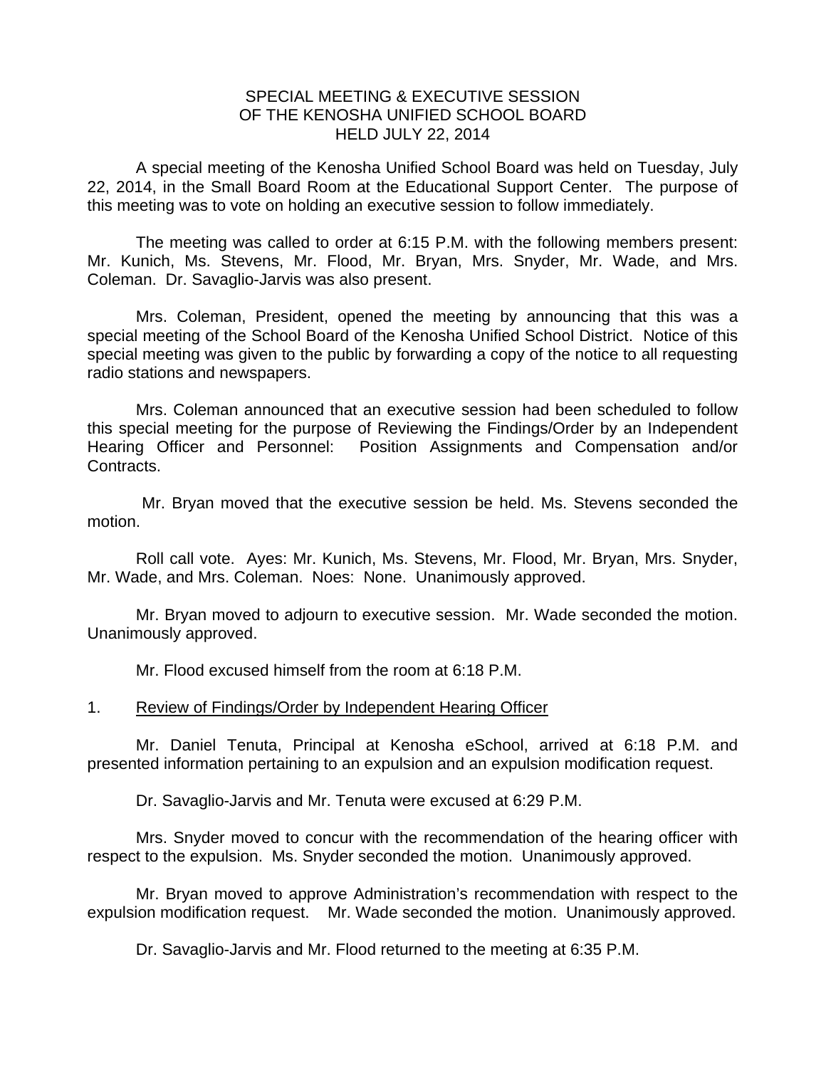# SPECIAL MEETING & EXECUTIVE SESSION
# OF THE KENOSHA UNIFIED SCHOOL BOARD
# HELD JULY 22, 2014

A special meeting of the Kenosha Unified School Board was held on Tuesday, July 22, 2014, in the Small Board Room at the Educational Support Center. The purpose of this meeting was to vote on holding an executive session to follow immediately.

The meeting was called to order at 6:15 P.M. with the following members present: Mr. Kunich, Ms. Stevens, Mr. Flood, Mr. Bryan, Mrs. Snyder, Mr. Wade, and Mrs. Coleman. Dr. Savaglio-Jarvis was also present.

Mrs. Coleman, President, opened the meeting by announcing that this was a special meeting of the School Board of the Kenosha Unified School District. Notice of this special meeting was given to the public by forwarding a copy of the notice to all requesting radio stations and newspapers.

Mrs. Coleman announced that an executive session had been scheduled to follow this special meeting for the purpose of Reviewing the Findings/Order by an Independent Hearing Officer and Personnel: Position Assignments and Compensation and/or Contracts.

Mr. Bryan moved that the executive session be held. Ms. Stevens seconded the motion.

Roll call vote. Ayes: Mr. Kunich, Ms. Stevens, Mr. Flood, Mr. Bryan, Mrs. Snyder, Mr. Wade, and Mrs. Coleman. Noes: None. Unanimously approved.

Mr. Bryan moved to adjourn to executive session. Mr. Wade seconded the motion. Unanimously approved.

Mr. Flood excused himself from the room at 6:18 P.M.

1. Review of Findings/Order by Independent Hearing Officer

Mr. Daniel Tenuta, Principal at Kenosha eSchool, arrived at 6:18 P.M. and presented information pertaining to an expulsion and an expulsion modification request.

Dr. Savaglio-Jarvis and Mr. Tenuta were excused at 6:29 P.M.

Mrs. Snyder moved to concur with the recommendation of the hearing officer with respect to the expulsion. Ms. Snyder seconded the motion. Unanimously approved.

Mr. Bryan moved to approve Administration's recommendation with respect to the expulsion modification request. Mr. Wade seconded the motion. Unanimously approved.

Dr. Savaglio-Jarvis and Mr. Flood returned to the meeting at 6:35 P.M.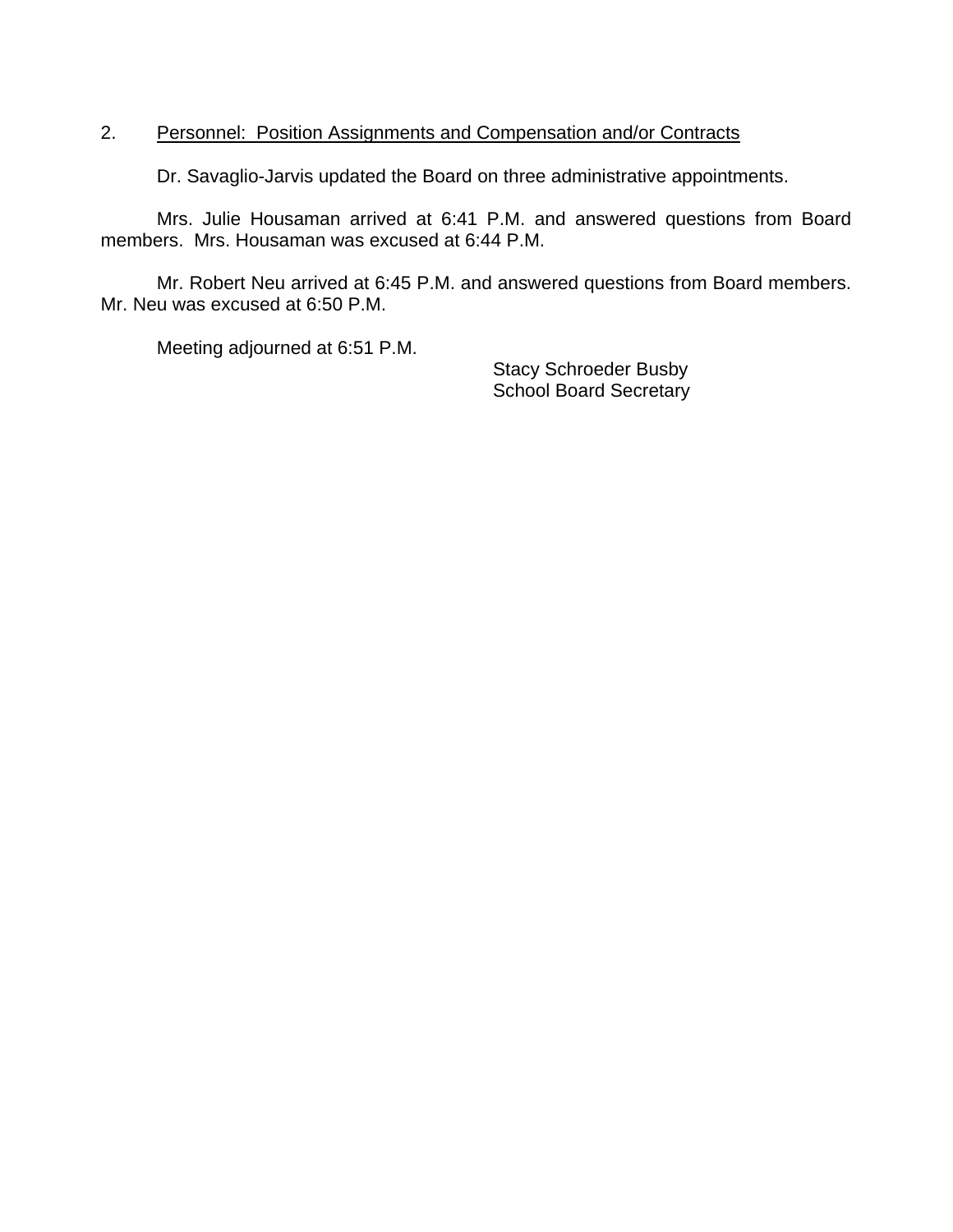2. <u>Personnel: Position Assignments and Compensation and/or Contracts</u>

Dr. Savaglio-Jarvis updated the Board on three administrative appointments.

Mrs. Julie Housaman arrived at 6:41 P.M. and answered questions from Board members. Mrs. Housaman was excused at 6:44 P.M.

Mr. Robert Neu arrived at 6:45 P.M. and answered questions from Board members. Mr. Neu was excused at 6:50 P.M.

Meeting adjourned at 6:51 P.M.

Stacy Schroeder Busby
School Board Secretary